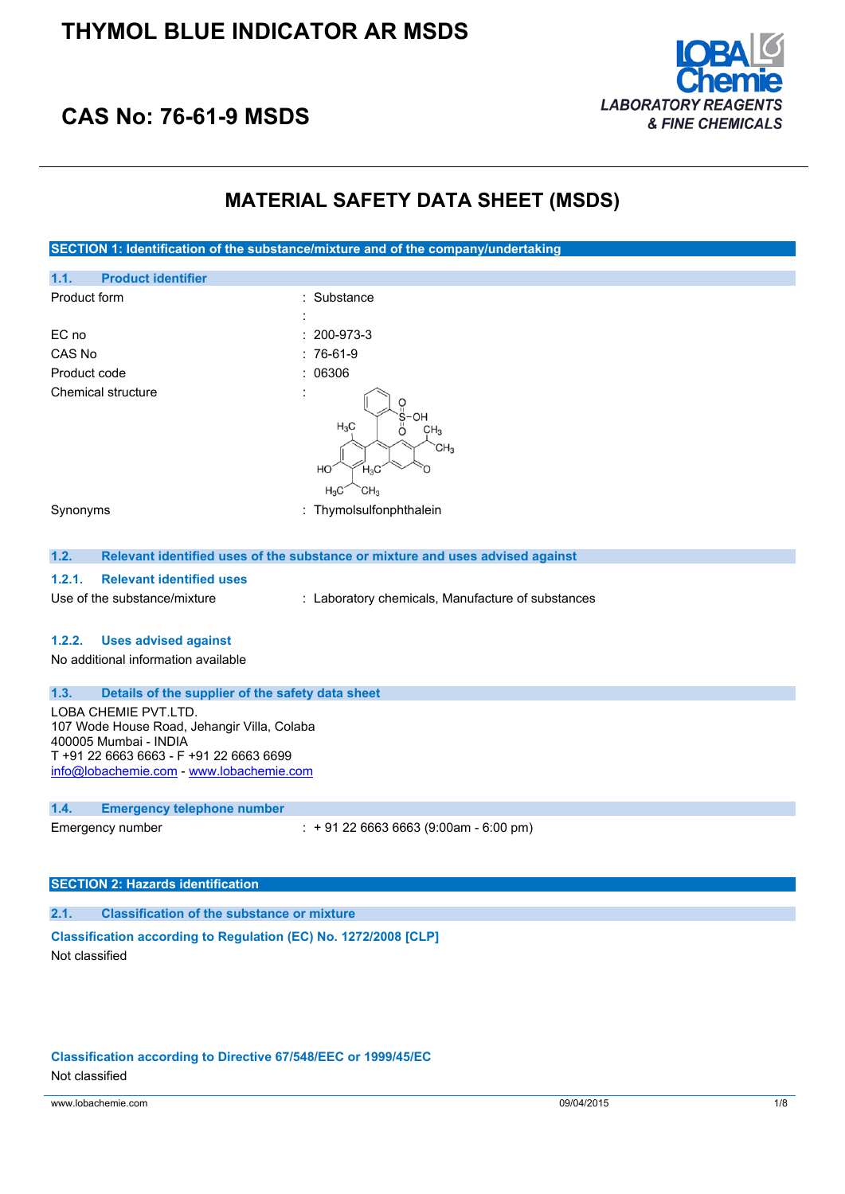# THYMOL BLUE INDICATOR AR MSDS

## CAS No: 76-61-9 MSDS

LOBA Chemie
LABORATORY REAGENTS & FINE CHEMICALS

# MATERIAL SAFETY DATA SHEET (MSDS)

## SECTION 1: Identification of the substance/mixture and of the company/undertaking

### 1.1. Product identifier

| | |
|---|---|
| Product form | : Substance |
| | : |
| EC no | : 200-973-3 |
| CAS No | : 76-61-9 |
| Product code | : 06306 |
| Chemical structure | : |
| Synonyms | : Thymolsulfonphthalein |

### 1.2. Relevant identified uses of the substance or mixture and uses advised against

#### 1.2.1. Relevant identified uses

Use of the substance/mixture : Laboratory chemicals, Manufacture of substances

#### 1.2.2. Uses advised against

No additional information available

### 1.3. Details of the supplier of the safety data sheet

LOBA CHEMIE PVT.LTD.
107 Wode House Road, Jehangir Villa, Colaba
400005 Mumbai - INDIA
T +91 22 6663 6663 - F +91 22 6663 6699
info@lobachemie.com - www.lobachemie.com

### 1.4. Emergency telephone number

Emergency number : + 91 22 6663 6663 (9:00am - 6:00 pm)

## SECTION 2: Hazards identification

### 2.1. Classification of the substance or mixture

**Classification according to Regulation (EC) No. 1272/2008 [CLP]**

Not classified

**Classification according to Directive 67/548/EEC or 1999/45/EC**

Not classified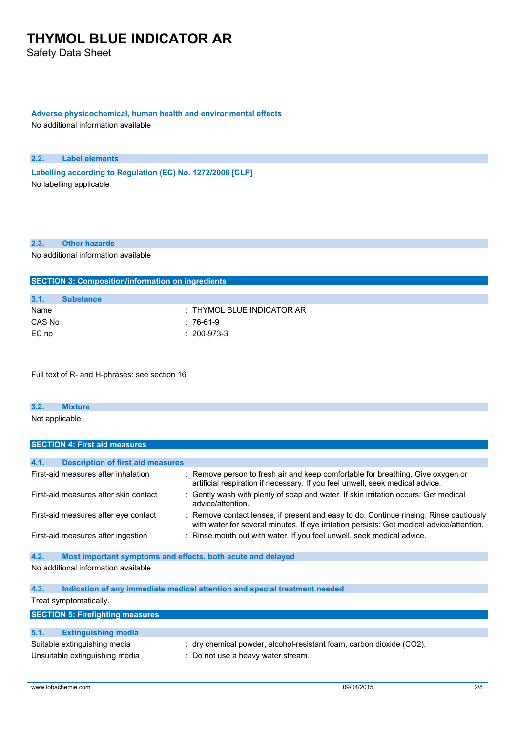**Adverse physicochemical, human health and environmental effects**

No additional information available

### 2.2. Label elements

**Labelling according to Regulation (EC) No. 1272/2008 [CLP]**

No labelling applicable

### 2.3. Other hazards

No additional information available

## SECTION 3: Composition/information on ingredients

### 3.1. Substance

| | |
|---|---|
| Name | : THYMOL BLUE INDICATOR AR |
| CAS No | : 76-61-9 |
| EC no | : 200-973-3 |

Full text of R- and H-phrases: see section 16

### 3.2. Mixture

Not applicable

## SECTION 4: First aid measures

### 4.1. Description of first aid measures

| | |
|---|---|
| First-aid measures after inhalation | : Remove person to fresh air and keep comfortable for breathing. Give oxygen or artificial respiration if necessary. If you feel unwell, seek medical advice. |
| First-aid measures after skin contact | : Gently wash with plenty of soap and water. If skin irritation occurs: Get medical advice/attention. |
| First-aid measures after eye contact | : Remove contact lenses, if present and easy to do. Continue rinsing. Rinse cautiously with water for several minutes. If eye irritation persists: Get medical advice/attention. |
| First-aid measures after ingestion | : Rinse mouth out with water. If you feel unwell, seek medical advice. |

### 4.2. Most important symptoms and effects, both acute and delayed

No additional information available

### 4.3. Indication of any immediate medical attention and special treatment needed

Treat symptomatically.

## SECTION 5: Firefighting measures

### 5.1. Extinguishing media

| | |
|---|---|
| Suitable extinguishing media | : dry chemical powder, alcohol-resistant foam, carbon dioxide ($CO_2$). |
| Unsuitable extinguishing media | : Do not use a heavy water stream. |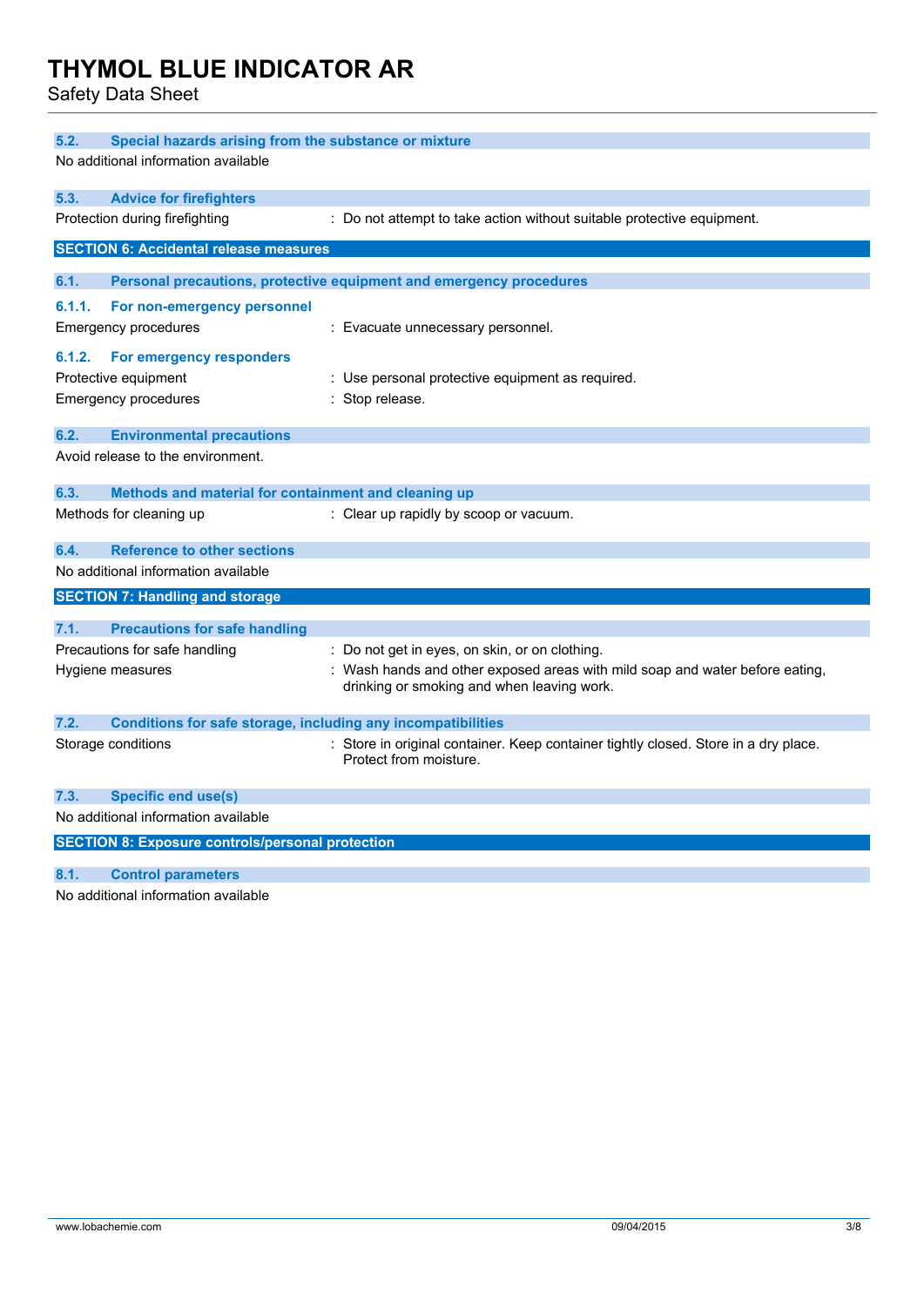### 5.2. Special hazards arising from the substance or mixture

No additional information available

### 5.3. Advice for firefighters

Protection during firefighting : Do not attempt to take action without suitable protective equipment.

## SECTION 6: Accidental release measures

### 6.1. Personal precautions, protective equipment and emergency procedures

#### 6.1.1. For non-emergency personnel

Emergency procedures : Evacuate unnecessary personnel.

#### 6.1.2. For emergency responders

Protective equipment : Use personal protective equipment as required.

Emergency procedures : Stop release.

### 6.2. Environmental precautions

Avoid release to the environment.

### 6.3. Methods and material for containment and cleaning up

Methods for cleaning up : Clear up rapidly by scoop or vacuum.

### 6.4. Reference to other sections

No additional information available

## SECTION 7: Handling and storage

### 7.1. Precautions for safe handling

Precautions for safe handling : Do not get in eyes, on skin, or on clothing.

Hygiene measures : Wash hands and other exposed areas with mild soap and water before eating, drinking or smoking and when leaving work.

### 7.2. Conditions for safe storage, including any incompatibilities

Storage conditions : Store in original container. Keep container tightly closed. Store in a dry place. Protect from moisture.

### 7.3. Specific end use(s)

No additional information available

## SECTION 8: Exposure controls/personal protection

### 8.1. Control parameters

No additional information available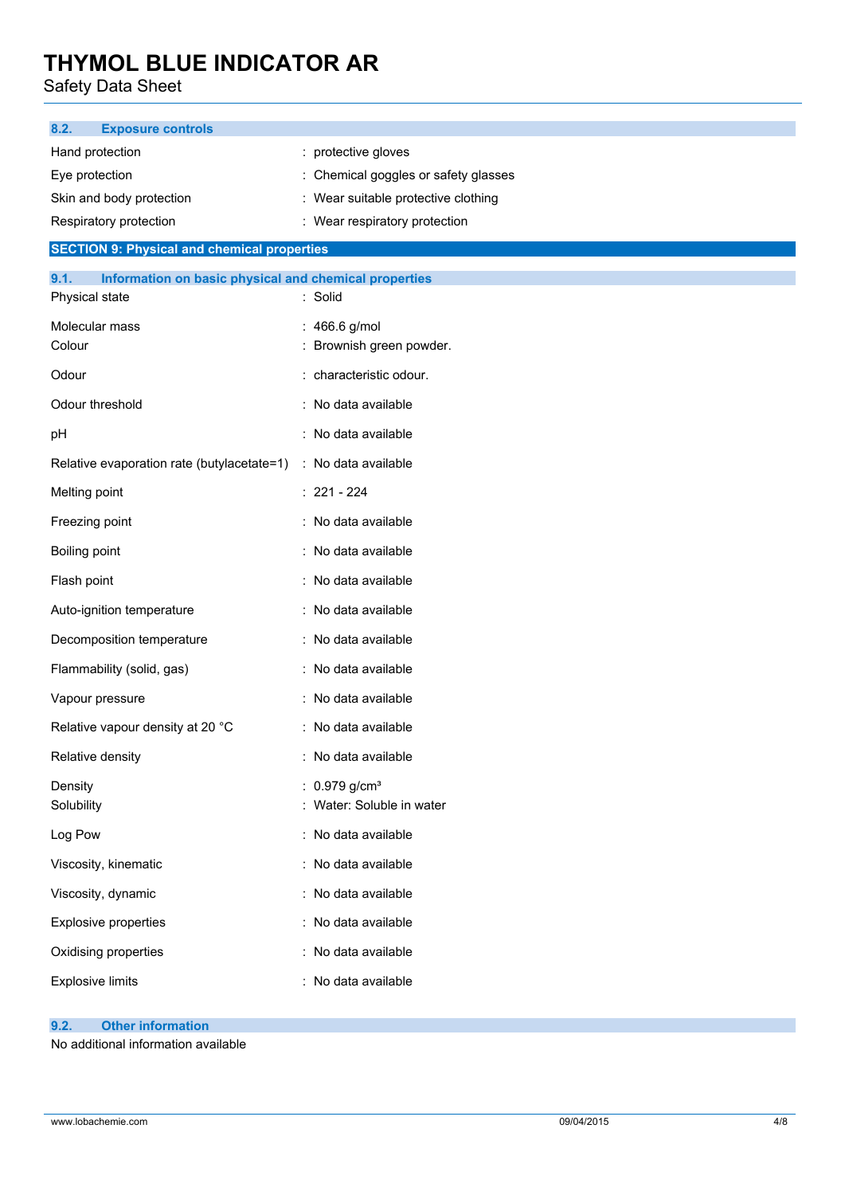### 8.2. Exposure controls

| | |
|---|---|
| Hand protection | : protective gloves |
| Eye protection | : Chemical goggles or safety glasses |
| Skin and body protection | : Wear suitable protective clothing |
| Respiratory protection | : Wear respiratory protection |

## SECTION 9: Physical and chemical properties

### 9.1. Information on basic physical and chemical properties

| | |
|---|---|
| Physical state | : Solid |
| Molecular mass | : 466.6 g/mol |
| Colour | : Brownish green powder. |
| Odour | : characteristic odour. |
| Odour threshold | : No data available |
| pH | : No data available |
| Relative evaporation rate (butylacetate=1) | : No data available |
| Melting point | : 221 - 224 |
| Freezing point | : No data available |
| Boiling point | : No data available |
| Flash point | : No data available |
| Auto-ignition temperature | : No data available |
| Decomposition temperature | : No data available |
| Flammability (solid, gas) | : No data available |
| Vapour pressure | : No data available |
| Relative vapour density at 20 °C | : No data available |
| Relative density | : No data available |
| Density | : 0.979 g/cm³ |
| Solubility | : Water: Soluble in water |
| Log Pow | : No data available |
| Viscosity, kinematic | : No data available |
| Viscosity, dynamic | : No data available |
| Explosive properties | : No data available |
| Oxidising properties | : No data available |
| Explosive limits | : No data available |

### 9.2. Other information

No additional information available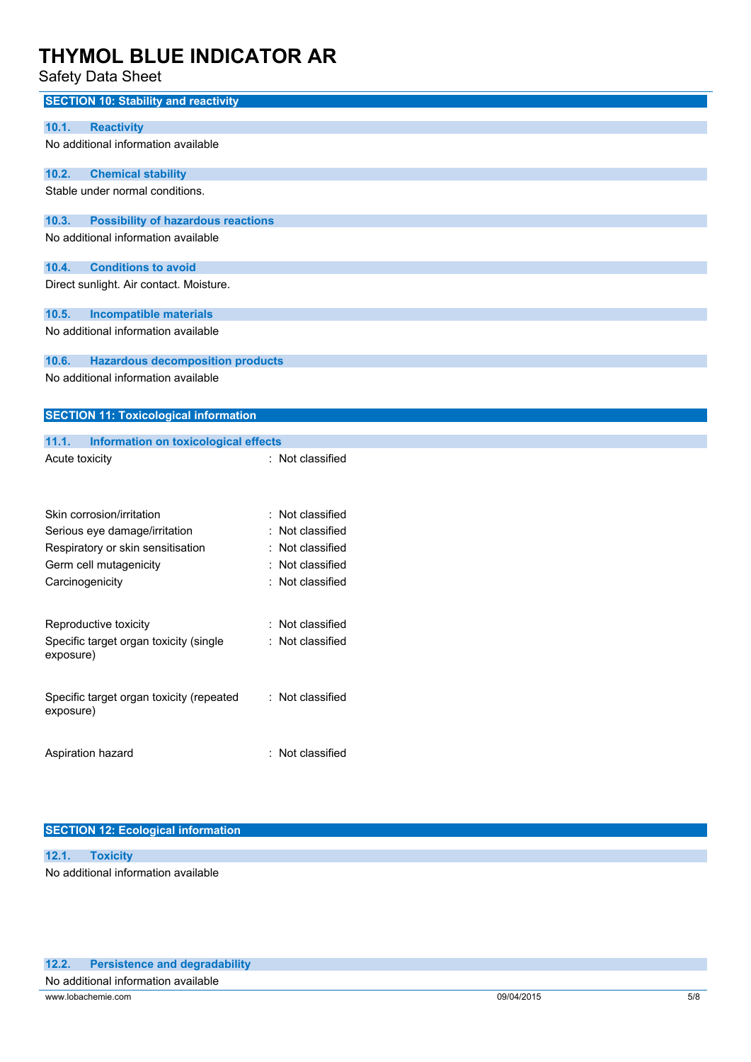## SECTION 10: Stability and reactivity

### 10.1. Reactivity

No additional information available

### 10.2. Chemical stability

Stable under normal conditions.

### 10.3. Possibility of hazardous reactions

No additional information available

### 10.4. Conditions to avoid

Direct sunlight. Air contact. Moisture.

### 10.5. Incompatible materials

No additional information available

### 10.6. Hazardous decomposition products

No additional information available

## SECTION 11: Toxicological information

### 11.1. Information on toxicological effects

Acute toxicity : Not classified

Skin corrosion/irritation : Not classified

Serious eye damage/irritation : Not classified

Respiratory or skin sensitisation : Not classified

Germ cell mutagenicity : Not classified

Carcinogenicity : Not classified

Reproductive toxicity : Not classified

Specific target organ toxicity (single exposure) : Not classified

Specific target organ toxicity (repeated exposure) : Not classified

Aspiration hazard : Not classified

## SECTION 12: Ecological information

### 12.1. Toxicity

No additional information available

### 12.2. Persistence and degradability

No additional information available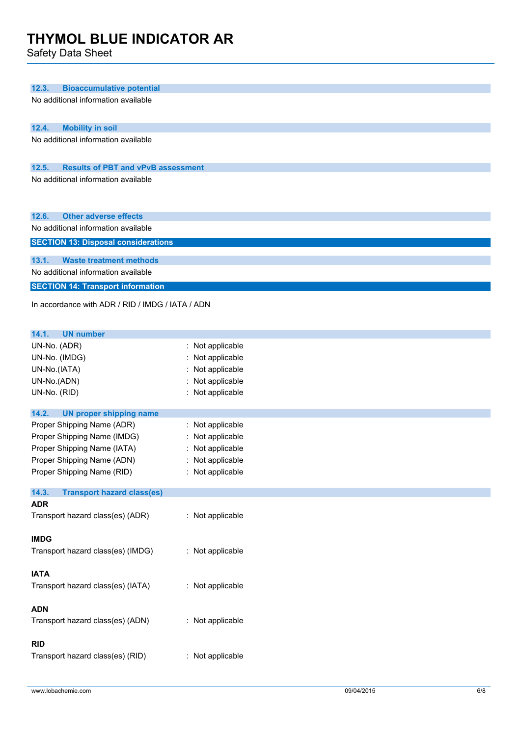### 12.3. Bioaccumulative potential

No additional information available

### 12.4. Mobility in soil

No additional information available

### 12.5. Results of PBT and vPvB assessment

No additional information available

### 12.6. Other adverse effects

No additional information available

## SECTION 13: Disposal considerations

### 13.1. Waste treatment methods

No additional information available

## SECTION 14: Transport information

In accordance with ADR / RID / IMDG / IATA / ADN

### 14.1. UN number

UN-No. (ADR) : Not applicable
UN-No. (IMDG) : Not applicable
UN-No.(IATA) : Not applicable
UN-No.(ADN) : Not applicable
UN-No. (RID) : Not applicable

### 14.2. UN proper shipping name

Proper Shipping Name (ADR) : Not applicable
Proper Shipping Name (IMDG) : Not applicable
Proper Shipping Name (IATA) : Not applicable
Proper Shipping Name (ADN) : Not applicable
Proper Shipping Name (RID) : Not applicable

### 14.3. Transport hazard class(es)

**ADR**

Transport hazard class(es) (ADR) : Not applicable

**IMDG**

Transport hazard class(es) (IMDG) : Not applicable

**IATA**

Transport hazard class(es) (IATA) : Not applicable

**ADN**

Transport hazard class(es) (ADN) : Not applicable

**RID**

Transport hazard class(es) (RID) : Not applicable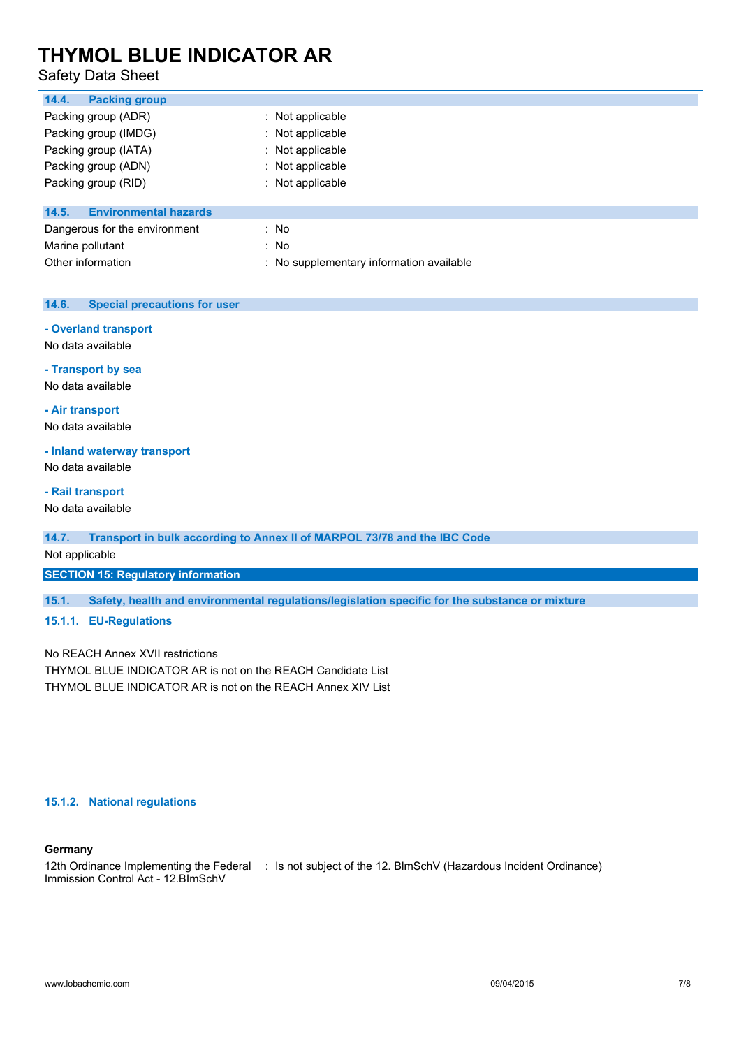### 14.4. Packing group

| | |
|---|---|
| Packing group (ADR) | : Not applicable |
| Packing group (IMDG) | : Not applicable |
| Packing group (IATA) | : Not applicable |
| Packing group (ADN) | : Not applicable |
| Packing group (RID) | : Not applicable |

### 14.5. Environmental hazards

| | |
|---|---|
| Dangerous for the environment | : No |
| Marine pollutant | : No |
| Other information | : No supplementary information available |

### 14.6. Special precautions for user

**- Overland transport**

No data available

**- Transport by sea**

No data available

**- Air transport**

No data available

**- Inland waterway transport**

No data available

**- Rail transport**

No data available

### 14.7. Transport in bulk according to Annex II of MARPOL 73/78 and the IBC Code

Not applicable

## SECTION 15: Regulatory information

### 15.1. Safety, health and environmental regulations/legislation specific for the substance or mixture

#### 15.1.1. EU-Regulations

No REACH Annex XVII restrictions

THYMOL BLUE INDICATOR AR is not on the REACH Candidate List

THYMOL BLUE INDICATOR AR is not on the REACH Annex XIV List

#### 15.1.2. National regulations

**Germany**

| | |
|---|---|
| 12th Ordinance Implementing the Federal Immission Control Act - 12.BImSchV | : Is not subject of the 12. BlmSchV (Hazardous Incident Ordinance) |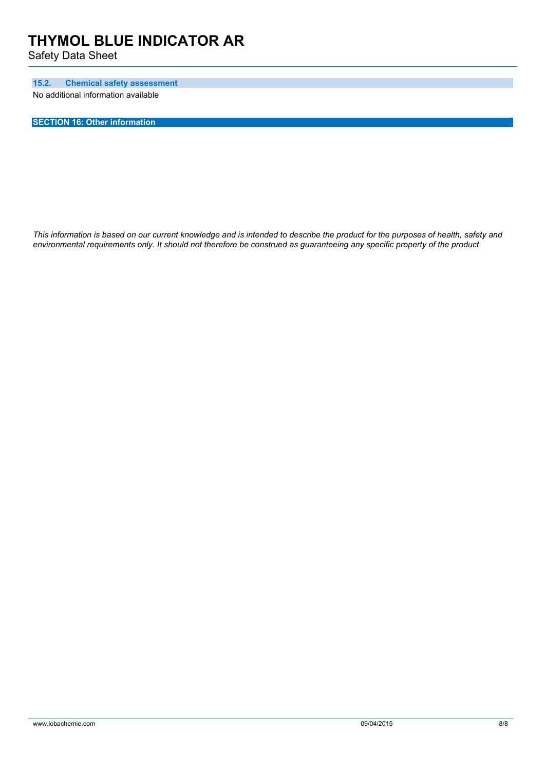### 15.2. Chemical safety assessment

No additional information available

## SECTION 16: Other information

*This information is based on our current knowledge and is intended to describe the product for the purposes of health, safety and environmental requirements only. It should not therefore be construed as guaranteeing any specific property of the product*